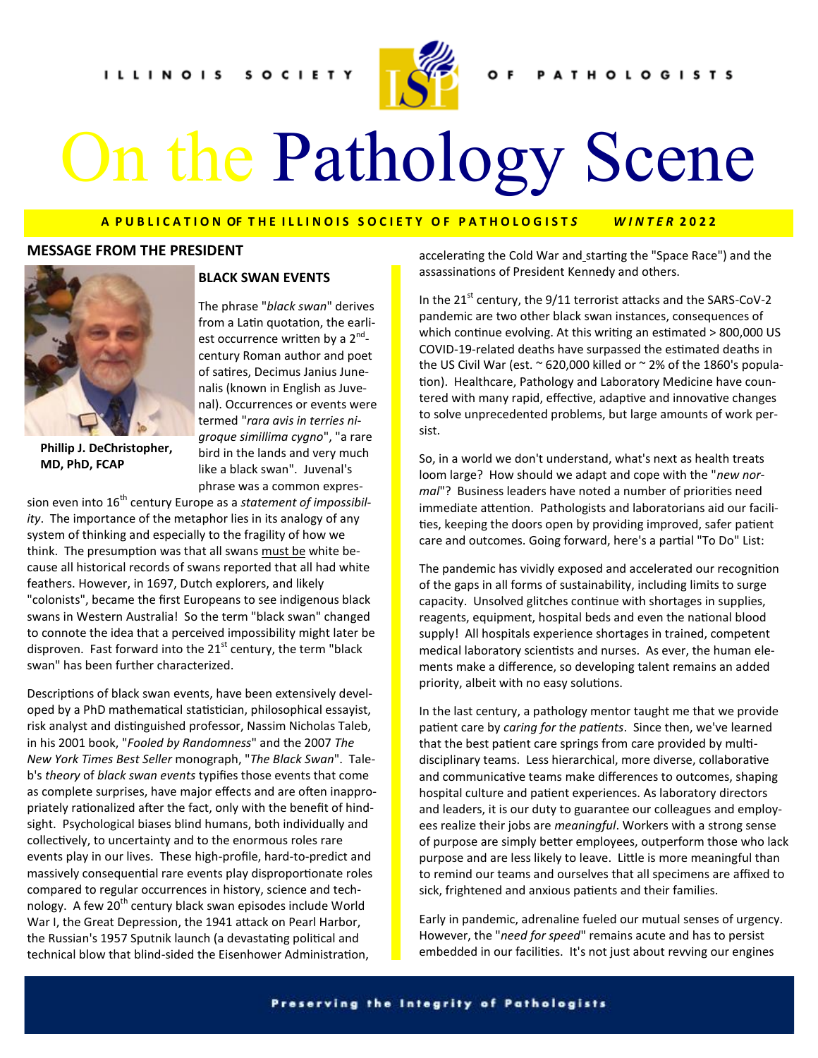ILLINOIS SOCIETY OF PATHOLOGISTS

# On the Pathology Scene

**A PUBLICATION OF THE ILLINOIS SOCIETY OF PATHOLOGISTS** ***WINTER* 2022**

## MESSAGE FROM THE PRESIDENT

**Phillip J. DeChristopher, MD, PhD, FCAP**

### BLACK SWAN EVENTS

The phrase "*black swan*" derives from a Latin quotation, the earliest occurrence written by a 2nd-century Roman author and poet of satires, Decimus Junius Junenalis (known in English as Juvenal). Occurrences or events were termed "*rara avis in terries nigroque simillima cygno*", "a rare bird in the lands and very much like a black swan". Juvenal's phrase was a common expression even into 16th century Europe as a *statement of impossibility*. The importance of the metaphor lies in its analogy of any system of thinking and especially to the fragility of how we think. The presumption was that all swans must be white because all historical records of swans reported that all had white feathers. However, in 1697, Dutch explorers, and likely "colonists", became the first Europeans to see indigenous black swans in Western Australia! So the term "black swan" changed to connote the idea that a perceived impossibility might later be disproven. Fast forward into the 21st century, the term "black swan" has been further characterized.

Descriptions of black swan events, have been extensively developed by a PhD mathematical statistician, philosophical essayist, risk analyst and distinguished professor, Nassim Nicholas Taleb, in his 2001 book, "*Fooled by Randomness*" and the 2007 *The New York Times Best Seller* monograph, "*The Black Swan*". Taleb's *theory* of *black swan events* typifies those events that come as complete surprises, have major effects and are often inappropriately rationalized after the fact, only with the benefit of hindsight. Psychological biases blind humans, both individually and collectively, to uncertainty and to the enormous roles rare events play in our lives. These high-profile, hard-to-predict and massively consequential rare events play disproportionate roles compared to regular occurrences in history, science and technology. A few 20th century black swan episodes include World War I, the Great Depression, the 1941 attack on Pearl Harbor, the Russian's 1957 Sputnik launch (a devastating political and technical blow that blind-sided the Eisenhower Administration, accelerating the Cold War and starting the "Space Race") and the assassinations of President Kennedy and others.

In the 21st century, the 9/11 terrorist attacks and the SARS-CoV-2 pandemic are two other black swan instances, consequences of which continue evolving. At this writing an estimated > 800,000 US COVID-19-related deaths have surpassed the estimated deaths in the US Civil War (est. ~ 620,000 killed or ~ 2% of the 1860's population). Healthcare, Pathology and Laboratory Medicine have countered with many rapid, effective, adaptive and innovative changes to solve unprecedented problems, but large amounts of work persist.

So, in a world we don't understand, what's next as health treats loom large? How should we adapt and cope with the "*new normal*"? Business leaders have noted a number of priorities need immediate attention. Pathologists and laboratorians aid our facilities, keeping the doors open by providing improved, safer patient care and outcomes. Going forward, here's a partial "To Do" List:

The pandemic has vividly exposed and accelerated our recognition of the gaps in all forms of sustainability, including limits to surge capacity. Unsolved glitches continue with shortages in supplies, reagents, equipment, hospital beds and even the national blood supply! All hospitals experience shortages in trained, competent medical laboratory scientists and nurses. As ever, the human elements make a difference, so developing talent remains an added priority, albeit with no easy solutions.

In the last century, a pathology mentor taught me that we provide patient care by *caring for the patients*. Since then, we've learned that the best patient care springs from care provided by multidisciplinary teams. Less hierarchical, more diverse, collaborative and communicative teams make differences to outcomes, shaping hospital culture and patient experiences. As laboratory directors and leaders, it is our duty to guarantee our colleagues and employees realize their jobs are *meaningful*. Workers with a strong sense of purpose are simply better employees, outperform those who lack purpose and are less likely to leave. Little is more meaningful than to remind our teams and ourselves that all specimens are affixed to sick, frightened and anxious patients and their families.

Early in pandemic, adrenaline fueled our mutual senses of urgency. However, the "*need for speed*" remains acute and has to persist embedded in our facilities. It's not just about revving our engines

Preserving the Integrity of Pathologists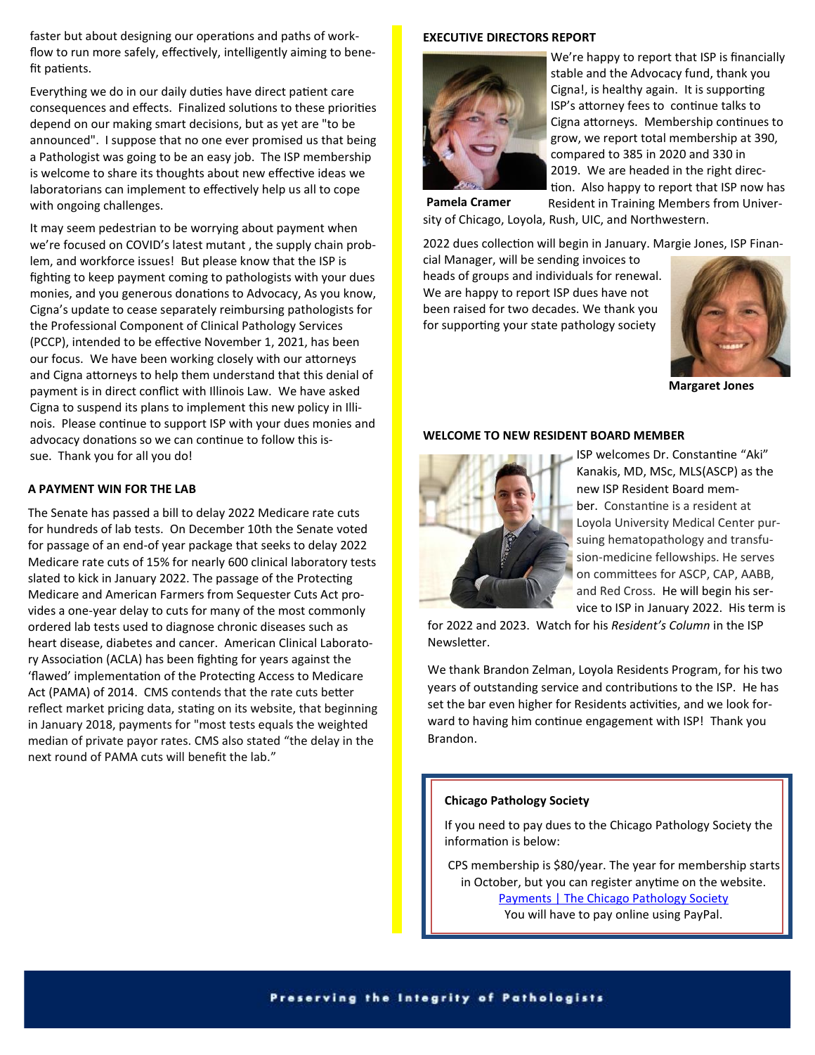faster but about designing our operations and paths of workflow to run more safely, effectively, intelligently aiming to benefit patients.

Everything we do in our daily duties have direct patient care consequences and effects. Finalized solutions to these priorities depend on our making smart decisions, but as yet are "to be announced". I suppose that no one ever promised us that being a Pathologist was going to be an easy job. The ISP membership is welcome to share its thoughts about new effective ideas we laboratorians can implement to effectively help us all to cope with ongoing challenges.

It may seem pedestrian to be worrying about payment when we're focused on COVID's latest mutant , the supply chain problem, and workforce issues! But please know that the ISP is fighting to keep payment coming to pathologists with your dues monies, and you generous donations to Advocacy, As you know, Cigna's update to cease separately reimbursing pathologists for the Professional Component of Clinical Pathology Services (PCCP), intended to be effective November 1, 2021, has been our focus. We have been working closely with our attorneys and Cigna attorneys to help them understand that this denial of payment is in direct conflict with Illinois Law. We have asked Cigna to suspend its plans to implement this new policy in Illinois. Please continue to support ISP with your dues monies and advocacy donations so we can continue to follow this issue. Thank you for all you do!

## A PAYMENT WIN FOR THE LAB

The Senate has passed a bill to delay 2022 Medicare rate cuts for hundreds of lab tests. On December 10th the Senate voted for passage of an end-of year package that seeks to delay 2022 Medicare rate cuts of 15% for nearly 600 clinical laboratory tests slated to kick in January 2022. The passage of the Protecting Medicare and American Farmers from Sequester Cuts Act provides a one-year delay to cuts for many of the most commonly ordered lab tests used to diagnose chronic diseases such as heart disease, diabetes and cancer. American Clinical Laboratory Association (ACLA) has been fighting for years against the 'flawed' implementation of the Protecting Access to Medicare Act (PAMA) of 2014. CMS contends that the rate cuts better reflect market pricing data, stating on its website, that beginning in January 2018, payments for "most tests equals the weighted median of private payor rates. CMS also stated "the delay in the next round of PAMA cuts will benefit the lab."

## EXECUTIVE DIRECTORS REPORT

**Pamela Cramer**

We're happy to report that ISP is financially stable and the Advocacy fund, thank you Cigna!, is healthy again. It is supporting ISP's attorney fees to continue talks to Cigna attorneys. Membership continues to grow, we report total membership at 390, compared to 385 in 2020 and 330 in 2019. We are headed in the right direction. Also happy to report that ISP now has Resident in Training Members from University of Chicago, Loyola, Rush, UIC, and Northwestern.

2022 dues collection will begin in January. Margie Jones, ISP Financial Manager, will be sending invoices to heads of groups and individuals for renewal. We are happy to report ISP dues have not been raised for two decades. We thank you for supporting your state pathology society

**Margaret Jones**

## WELCOME TO NEW RESIDENT BOARD MEMBER

ISP welcomes Dr. Constantine "Aki" Kanakis, MD, MSc, MLS(ASCP) as the new ISP Resident Board member. Constantine is a resident at Loyola University Medical Center pursuing hematopathology and transfusion-medicine fellowships. He serves on committees for ASCP, CAP, AABB, and Red Cross. He will begin his service to ISP in January 2022. His term is for 2022 and 2023. Watch for his *Resident's Column* in the ISP Newsletter.

We thank Brandon Zelman, Loyola Residents Program, for his two years of outstanding service and contributions to the ISP. He has set the bar even higher for Residents activities, and we look forward to having him continue engagement with ISP! Thank you Brandon.

**Chicago Pathology Society**

If you need to pay dues to the Chicago Pathology Society the information is below:

CPS membership is $80/year. The year for membership starts in October, but you can register anytime on the website.
Payments | The Chicago Pathology Society
You will have to pay online using PayPal.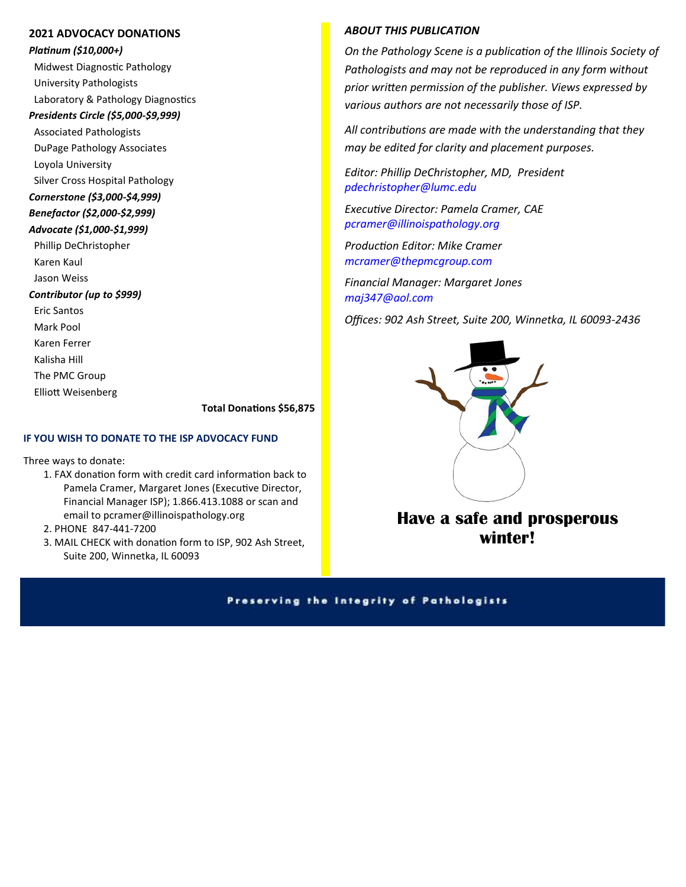## 2021 ADVOCACY DONATIONS

***Platinum ($10,000+)***

Midwest Diagnostic Pathology
University Pathologists
Laboratory & Pathology Diagnostics

***Presidents Circle ($5,000-$9,999)***

Associated Pathologists
DuPage Pathology Associates
Loyola University
Silver Cross Hospital Pathology

***Cornerstone ($3,000-$4,999)***

***Benefactor ($2,000-$2,999)***

***Advocate ($1,000-$1,999)***

Phillip DeChristopher
Karen Kaul
Jason Weiss

***Contributor (up to $999)***

Eric Santos
Mark Pool
Karen Ferrer
Kalisha Hill
The PMC Group
Elliott Weisenberg

**Total Donations $56,875**

### IF YOU WISH TO DONATE TO THE ISP ADVOCACY FUND

Three ways to donate:

1. FAX donation form with credit card information back to Pamela Cramer, Margaret Jones (Executive Director, Financial Manager ISP); 1.866.413.1088 or scan and email to pcramer@illinoispathology.org
2. PHONE 847-441-7200
3. MAIL CHECK with donation form to ISP, 902 Ash Street, Suite 200, Winnetka, IL 60093

***ABOUT THIS PUBLICATION***

*On the Pathology Scene is a publication of the Illinois Society of Pathologists and may not be reproduced in any form without prior written permission of the publisher. Views expressed by various authors are not necessarily those of ISP.*

*All contributions are made with the understanding that they may be edited for clarity and placement purposes.*

*Editor: Phillip DeChristopher, MD, President*
*pdechristopher@lumc.edu*

*Executive Director: Pamela Cramer, CAE*
*pcramer@illinoispathology.org*

*Production Editor: Mike Cramer*
*mcramer@thepmcgroup.com*

*Financial Manager: Margaret Jones*
*maj347@aol.com*

*Offices: 902 Ash Street, Suite 200, Winnetka, IL 60093-2436*

**Have a safe and prosperous winter!**

Preserving the Integrity of Pathologists